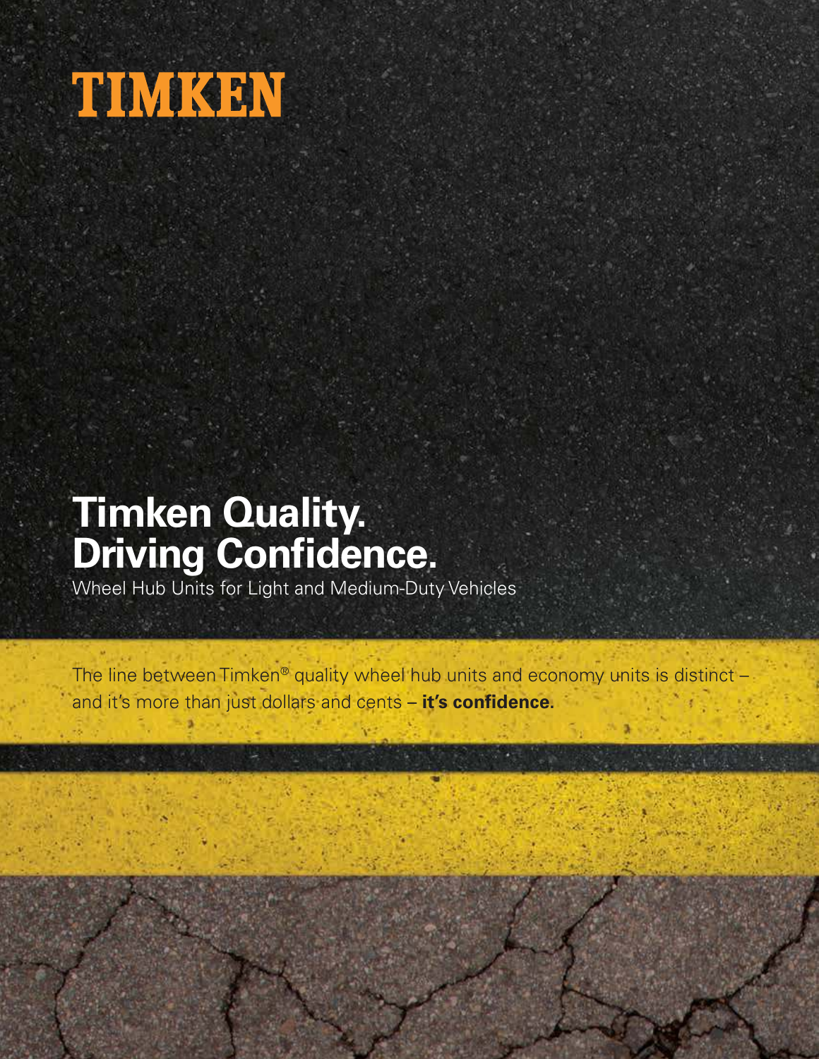# TIMKEN

# Timken Quality. Driving Confidence.

Wheel Hub Units for Light and Medium-Duty Vehicles

The line between Timken® quality wheel hub units and economy units is distinct – and it's more than just dollars and cents – **it's confidence.**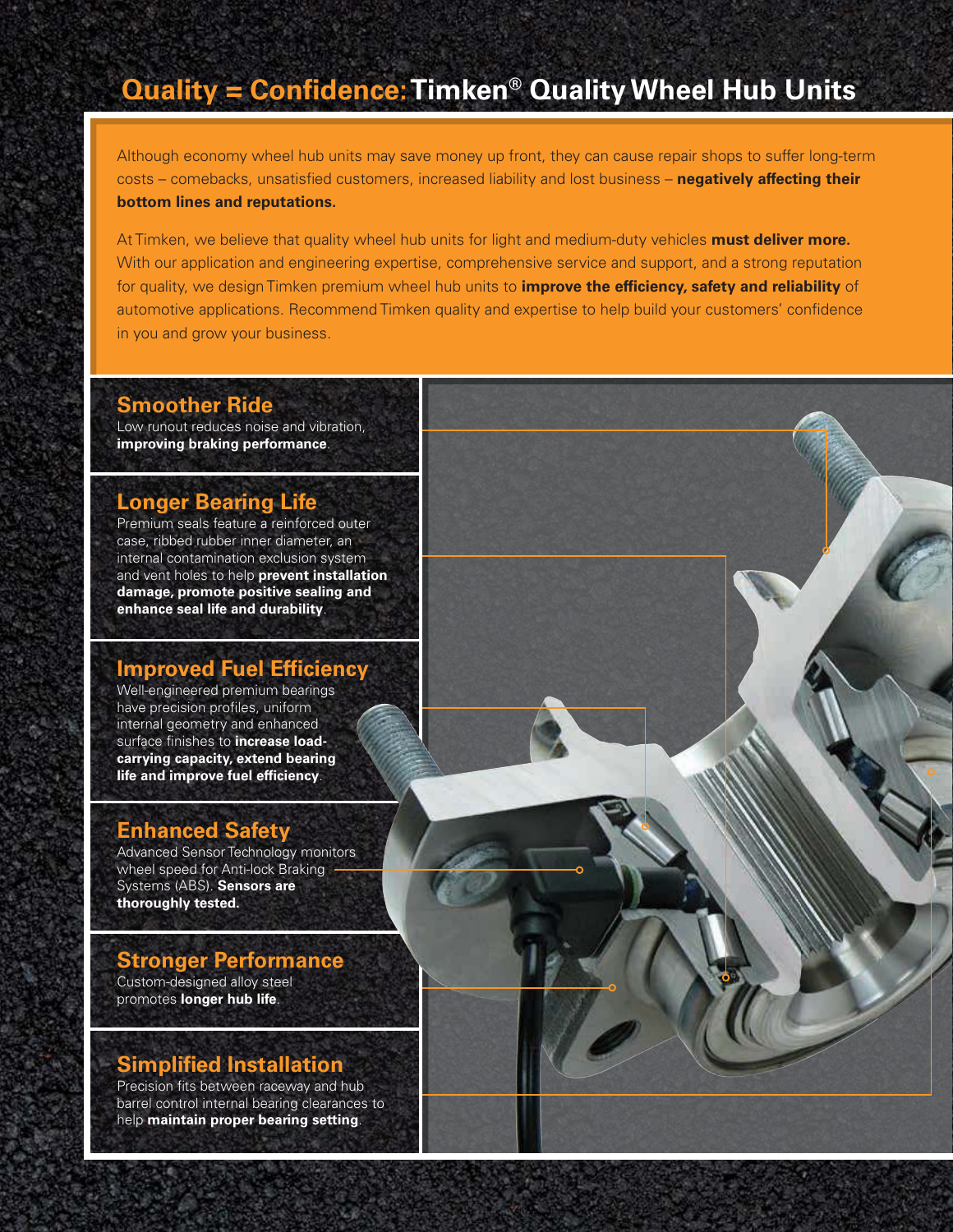# Quality = Confidence: Timken® Quality Wheel Hub Units

Although economy wheel hub units may save money up front, they can cause repair shops to suffer long-term costs – comebacks, unsatisfied customers, increased liability and lost business – **negatively affecting their bottom lines and reputations.**

At Timken, we believe that quality wheel hub units for light and medium-duty vehicles **must deliver more.** With our application and engineering expertise, comprehensive service and support, and a strong reputation for quality, we design Timken premium wheel hub units to **improve the efficiency, safety and reliability** of automotive applications. Recommend Timken quality and expertise to help build your customers' confidence in you and grow your business.

## Smoother Ride

Low runout reduces noise and vibration, **improving braking performance**.

## Longer Bearing Life

Premium seals feature a reinforced outer case, ribbed rubber inner diameter, an internal contamination exclusion system and vent holes to help **prevent installation damage, promote positive sealing and enhance seal life and durability**.

## Improved Fuel Efficiency

Well-engineered premium bearings have precision profiles, uniform internal geometry and enhanced surface finishes to **increase load-carrying capacity, extend bearing life and improve fuel efficiency**.

## Enhanced Safety

Advanced Sensor Technology monitors wheel speed for Anti-lock Braking Systems (ABS). **Sensors are thoroughly tested.**

## Stronger Performance

Custom-designed alloy steel promotes **longer hub life**.

## Simplified Installation

Precision fits between raceway and hub barrel control internal bearing clearances to help **maintain proper bearing setting**.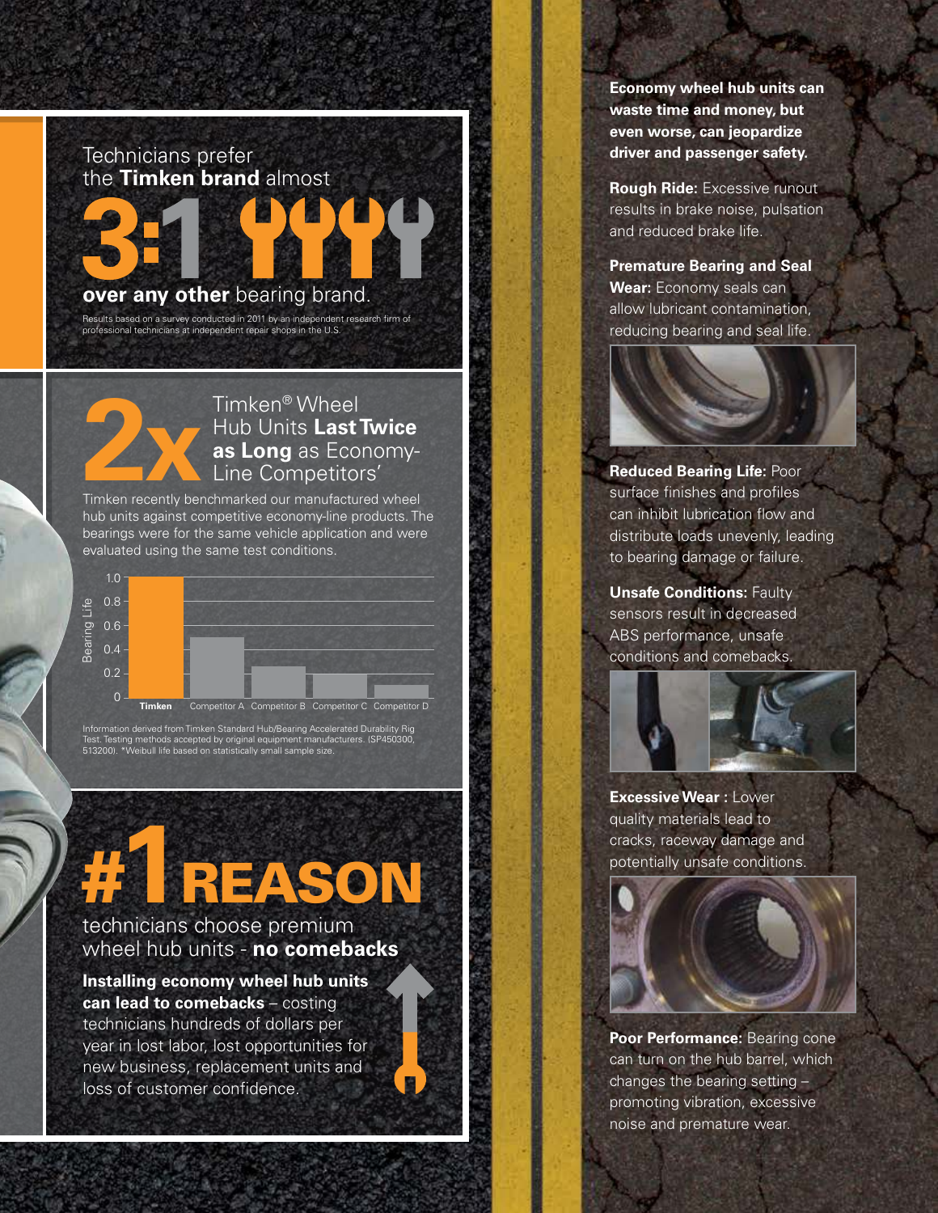Technicians prefer the **Timken brand** almost

# 3:1

**over any other** bearing brand.

Results based on a survey conducted in 2011 by an independent research firm of professional technicians at independent repair shops in the U.S.

## 2x Timken® Wheel Hub Units **Last Twice as Long** as Economy-Line Competitors'

Timken recently benchmarked our manufactured wheel hub units against competitive economy-line products. The bearings were for the same vehicle application and were evaluated using the same test conditions.

Bearing Life

1.0
0.8
0.6
0.4
0.2
0

**Timken**
Competitor A
Competitor B
Competitor C
Competitor D

Information derived from Timken Standard Hub/Bearing Accelerated Durability Rig Test. Testing methods accepted by original equipment manufacturers. (SP450300, 513200). *Weibull life based on statistically small sample size.

# #1 REASON

technicians choose premium wheel hub units - **no comebacks**

**Installing economy wheel hub units can lead to comebacks** – costing technicians hundreds of dollars per year in lost labor, lost opportunities for new business, replacement units and loss of customer confidence.

**Economy wheel hub units can waste time and money, but even worse, can jeopardize driver and passenger safety.**

**Rough Ride:** Excessive runout results in brake noise, pulsation and reduced brake life.

**Premature Bearing and Seal Wear:** Economy seals can allow lubricant contamination, reducing bearing and seal life.

**Reduced Bearing Life:** Poor surface finishes and profiles can inhibit lubrication flow and distribute loads unevenly, leading to bearing damage or failure.

**Unsafe Conditions:** Faulty sensors result in decreased ABS performance, unsafe conditions and comebacks.

**Excessive Wear :** Lower quality materials lead to cracks, raceway damage and potentially unsafe conditions.

**Poor Performance:** Bearing cone can turn on the hub barrel, which changes the bearing setting – promoting vibration, excessive noise and premature wear.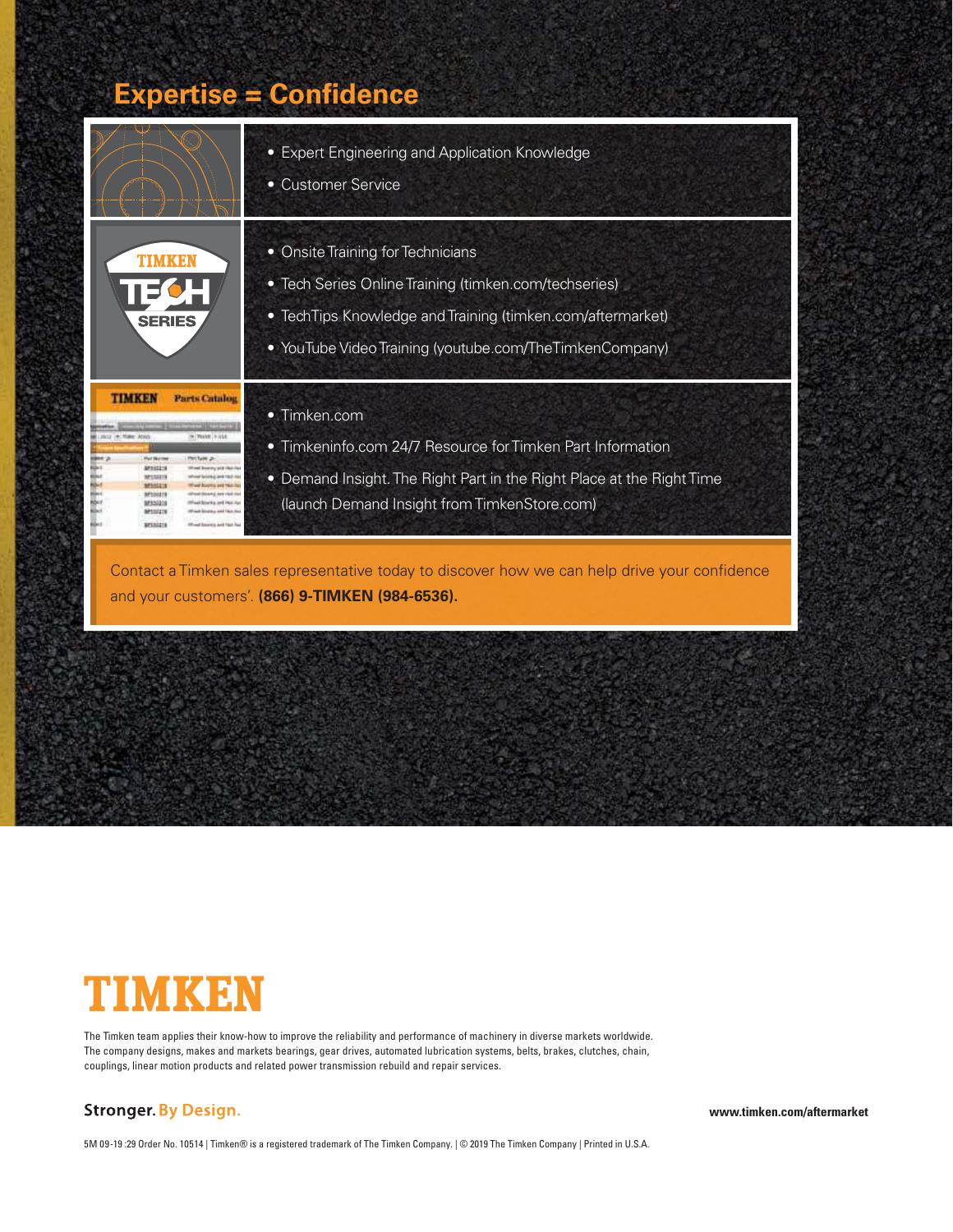## Expertise = Confidence

- Expert Engineering and Application Knowledge
- Customer Service

- Onsite Training for Technicians
- Tech Series Online Training (timken.com/techseries)
- TechTips Knowledge and Training (timken.com/aftermarket)
- YouTube Video Training (youtube.com/TheTimkenCompany)

- Timken.com
- Timkeninfo.com 24/7 Resource for Timken Part Information
- Demand Insight. The Right Part in the Right Place at the Right Time (launch Demand Insight from TimkenStore.com)

Contact a Timken sales representative today to discover how we can help drive your confidence and your customers'. **(866) 9-TIMKEN (984-6536).**

# TIMKEN

The Timken team applies their know-how to improve the reliability and performance of machinery in diverse markets worldwide. The company designs, makes and markets bearings, gear drives, automated lubrication systems, belts, brakes, clutches, chain, couplings, linear motion products and related power transmission rebuild and repair services.

**Stronger.** By Design.

**www.timken.com/aftermarket**

5M 09-19 :29 Order No. 10514 | Timken® is a registered trademark of The Timken Company. | © 2019 The Timken Company | Printed in U.S.A.